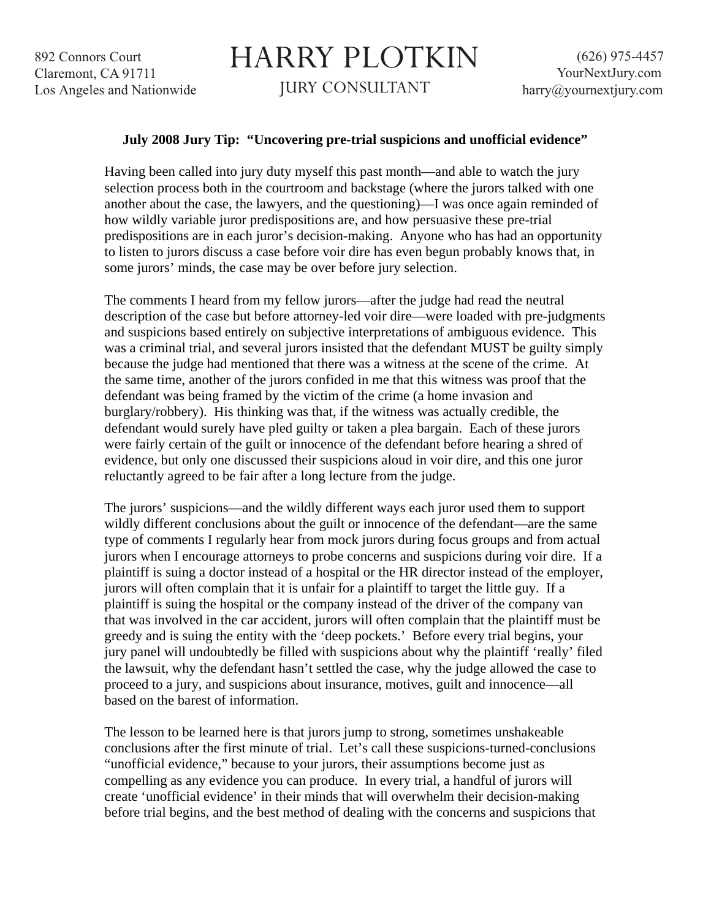892 Connors Court
Claremont, CA 91711
Los Angeles and Nationwide

# HARRY PLOTKIN

JURY CONSULTANT

(626) 975-4457
YourNextJury.com
harry@yournextjury.com

**July 2008 Jury Tip: "Uncovering pre-trial suspicions and unofficial evidence"**

Having been called into jury duty myself this past month—and able to watch the jury selection process both in the courtroom and backstage (where the jurors talked with one another about the case, the lawyers, and the questioning)—I was once again reminded of how wildly variable juror predispositions are, and how persuasive these pre-trial predispositions are in each juror's decision-making. Anyone who has had an opportunity to listen to jurors discuss a case before voir dire has even begun probably knows that, in some jurors' minds, the case may be over before jury selection.

The comments I heard from my fellow jurors—after the judge had read the neutral description of the case but before attorney-led voir dire—were loaded with pre-judgments and suspicions based entirely on subjective interpretations of ambiguous evidence. This was a criminal trial, and several jurors insisted that the defendant MUST be guilty simply because the judge had mentioned that there was a witness at the scene of the crime. At the same time, another of the jurors confided in me that this witness was proof that the defendant was being framed by the victim of the crime (a home invasion and burglary/robbery). His thinking was that, if the witness was actually credible, the defendant would surely have pled guilty or taken a plea bargain. Each of these jurors were fairly certain of the guilt or innocence of the defendant before hearing a shred of evidence, but only one discussed their suspicions aloud in voir dire, and this one juror reluctantly agreed to be fair after a long lecture from the judge.

The jurors' suspicions—and the wildly different ways each juror used them to support wildly different conclusions about the guilt or innocence of the defendant—are the same type of comments I regularly hear from mock jurors during focus groups and from actual jurors when I encourage attorneys to probe concerns and suspicions during voir dire. If a plaintiff is suing a doctor instead of a hospital or the HR director instead of the employer, jurors will often complain that it is unfair for a plaintiff to target the little guy. If a plaintiff is suing the hospital or the company instead of the driver of the company van that was involved in the car accident, jurors will often complain that the plaintiff must be greedy and is suing the entity with the 'deep pockets.' Before every trial begins, your jury panel will undoubtedly be filled with suspicions about why the plaintiff 'really' filed the lawsuit, why the defendant hasn't settled the case, why the judge allowed the case to proceed to a jury, and suspicions about insurance, motives, guilt and innocence—all based on the barest of information.

The lesson to be learned here is that jurors jump to strong, sometimes unshakeable conclusions after the first minute of trial. Let's call these suspicions-turned-conclusions "unofficial evidence," because to your jurors, their assumptions become just as compelling as any evidence you can produce. In every trial, a handful of jurors will create 'unofficial evidence' in their minds that will overwhelm their decision-making before trial begins, and the best method of dealing with the concerns and suspicions that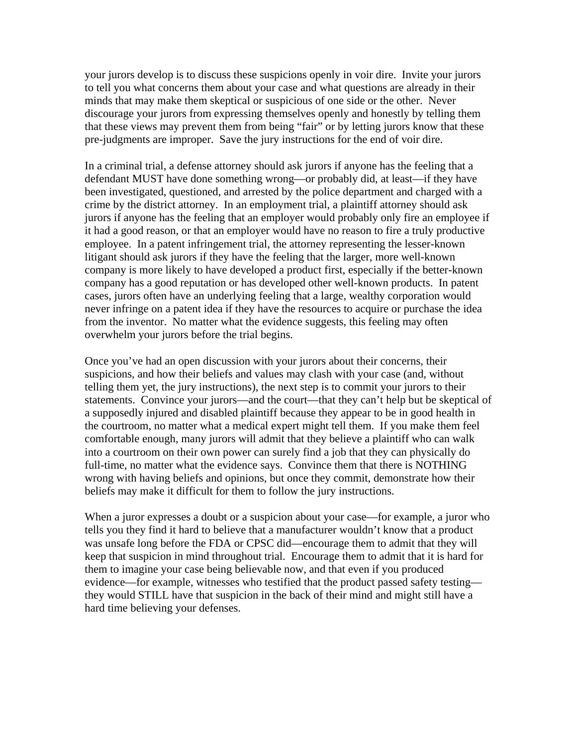your jurors develop is to discuss these suspicions openly in voir dire. Invite your jurors to tell you what concerns them about your case and what questions are already in their minds that may make them skeptical or suspicious of one side or the other. Never discourage your jurors from expressing themselves openly and honestly by telling them that these views may prevent them from being "fair" or by letting jurors know that these pre-judgments are improper. Save the jury instructions for the end of voir dire.

In a criminal trial, a defense attorney should ask jurors if anyone has the feeling that a defendant MUST have done something wrong—or probably did, at least—if they have been investigated, questioned, and arrested by the police department and charged with a crime by the district attorney. In an employment trial, a plaintiff attorney should ask jurors if anyone has the feeling that an employer would probably only fire an employee if it had a good reason, or that an employer would have no reason to fire a truly productive employee. In a patent infringement trial, the attorney representing the lesser-known litigant should ask jurors if they have the feeling that the larger, more well-known company is more likely to have developed a product first, especially if the better-known company has a good reputation or has developed other well-known products. In patent cases, jurors often have an underlying feeling that a large, wealthy corporation would never infringe on a patent idea if they have the resources to acquire or purchase the idea from the inventor. No matter what the evidence suggests, this feeling may often overwhelm your jurors before the trial begins.

Once you've had an open discussion with your jurors about their concerns, their suspicions, and how their beliefs and values may clash with your case (and, without telling them yet, the jury instructions), the next step is to commit your jurors to their statements. Convince your jurors—and the court—that they can't help but be skeptical of a supposedly injured and disabled plaintiff because they appear to be in good health in the courtroom, no matter what a medical expert might tell them. If you make them feel comfortable enough, many jurors will admit that they believe a plaintiff who can walk into a courtroom on their own power can surely find a job that they can physically do full-time, no matter what the evidence says. Convince them that there is NOTHING wrong with having beliefs and opinions, but once they commit, demonstrate how their beliefs may make it difficult for them to follow the jury instructions.

When a juror expresses a doubt or a suspicion about your case—for example, a juror who tells you they find it hard to believe that a manufacturer wouldn't know that a product was unsafe long before the FDA or CPSC did—encourage them to admit that they will keep that suspicion in mind throughout trial. Encourage them to admit that it is hard for them to imagine your case being believable now, and that even if you produced evidence—for example, witnesses who testified that the product passed safety testing—they would STILL have that suspicion in the back of their mind and might still have a hard time believing your defenses.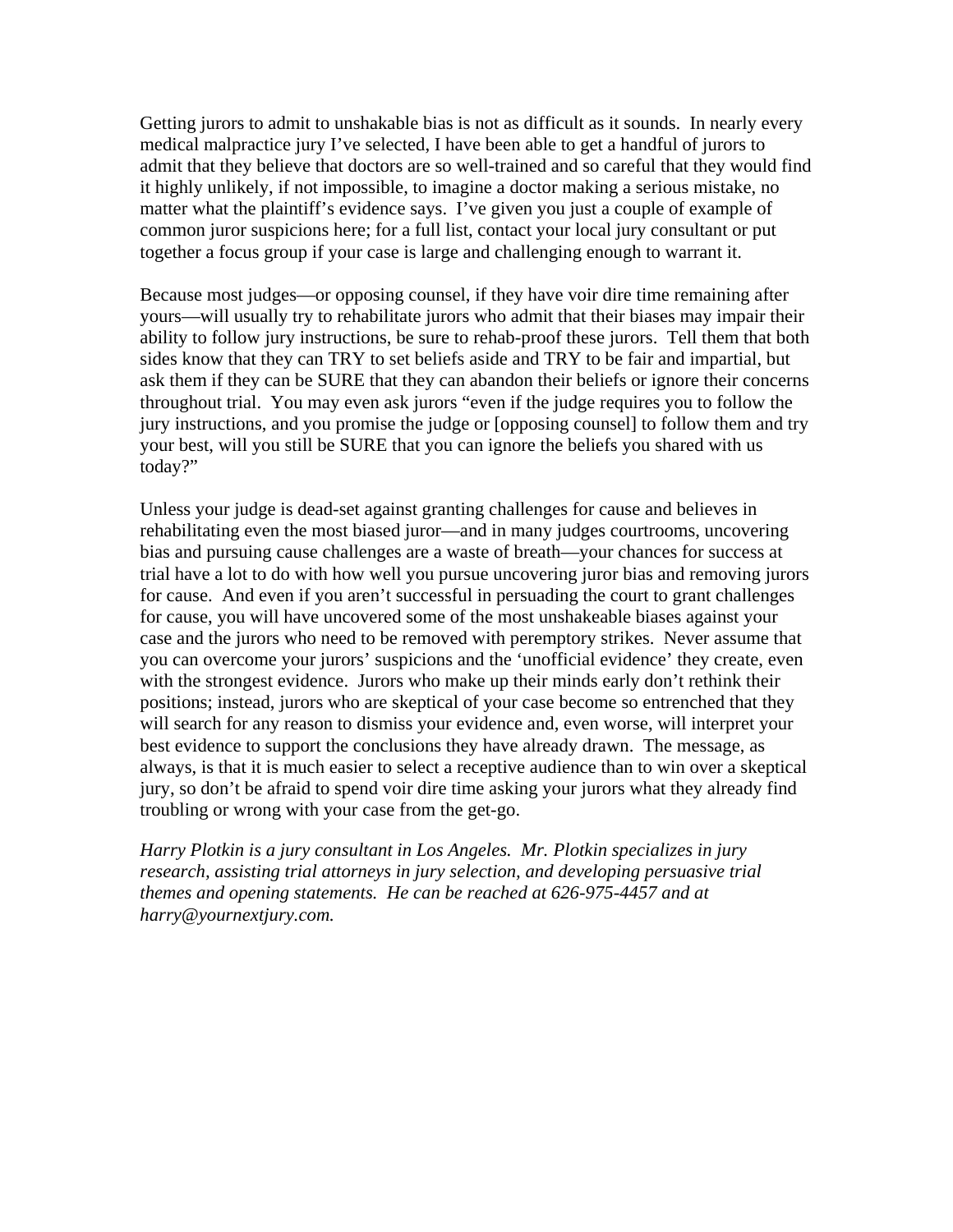Getting jurors to admit to unshakable bias is not as difficult as it sounds. In nearly every medical malpractice jury I've selected, I have been able to get a handful of jurors to admit that they believe that doctors are so well-trained and so careful that they would find it highly unlikely, if not impossible, to imagine a doctor making a serious mistake, no matter what the plaintiff's evidence says. I've given you just a couple of example of common juror suspicions here; for a full list, contact your local jury consultant or put together a focus group if your case is large and challenging enough to warrant it.

Because most judges—or opposing counsel, if they have voir dire time remaining after yours—will usually try to rehabilitate jurors who admit that their biases may impair their ability to follow jury instructions, be sure to rehab-proof these jurors. Tell them that both sides know that they can TRY to set beliefs aside and TRY to be fair and impartial, but ask them if they can be SURE that they can abandon their beliefs or ignore their concerns throughout trial. You may even ask jurors "even if the judge requires you to follow the jury instructions, and you promise the judge or [opposing counsel] to follow them and try your best, will you still be SURE that you can ignore the beliefs you shared with us today?"

Unless your judge is dead-set against granting challenges for cause and believes in rehabilitating even the most biased juror—and in many judges courtrooms, uncovering bias and pursuing cause challenges are a waste of breath—your chances for success at trial have a lot to do with how well you pursue uncovering juror bias and removing jurors for cause. And even if you aren't successful in persuading the court to grant challenges for cause, you will have uncovered some of the most unshakeable biases against your case and the jurors who need to be removed with peremptory strikes. Never assume that you can overcome your jurors' suspicions and the 'unofficial evidence' they create, even with the strongest evidence. Jurors who make up their minds early don't rethink their positions; instead, jurors who are skeptical of your case become so entrenched that they will search for any reason to dismiss your evidence and, even worse, will interpret your best evidence to support the conclusions they have already drawn. The message, as always, is that it is much easier to select a receptive audience than to win over a skeptical jury, so don't be afraid to spend voir dire time asking your jurors what they already find troubling or wrong with your case from the get-go.

*Harry Plotkin is a jury consultant in Los Angeles. Mr. Plotkin specializes in jury research, assisting trial attorneys in jury selection, and developing persuasive trial themes and opening statements. He can be reached at 626-975-4457 and at harry@yournextjury.com.*